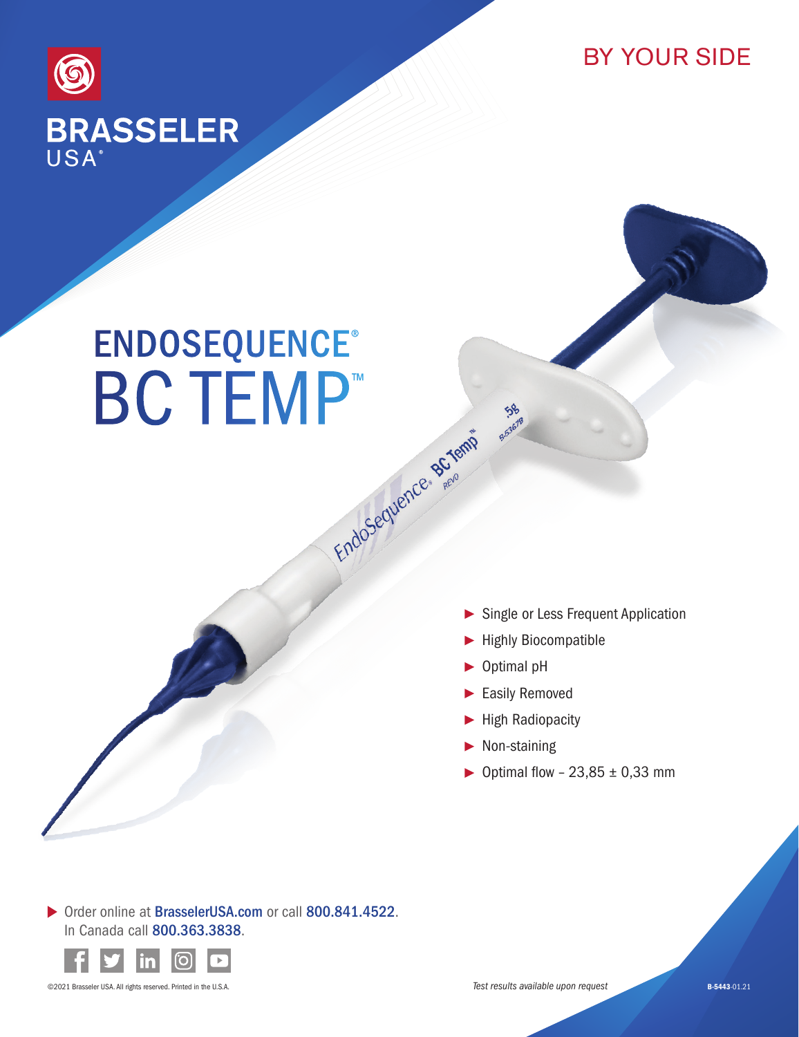BRASSELER USA®

BY YOUR SIDE

# ENDOSEQUENCE® BC TEMP™

- Single or Less Frequent Application
- Highly Biocompatible
- Optimal pH
- Easily Removed
- High Radiopacity
- Non-staining
- Optimal flow – 23,85 ± 0,33 mm

Order online at BrasselerUSA.com or call 800.841.4522.
In Canada call 800.363.3838.

©2021 Brasseler USA. All rights reserved. Printed in the U.S.A.

*Test results available upon request*

**B-5443**-01.21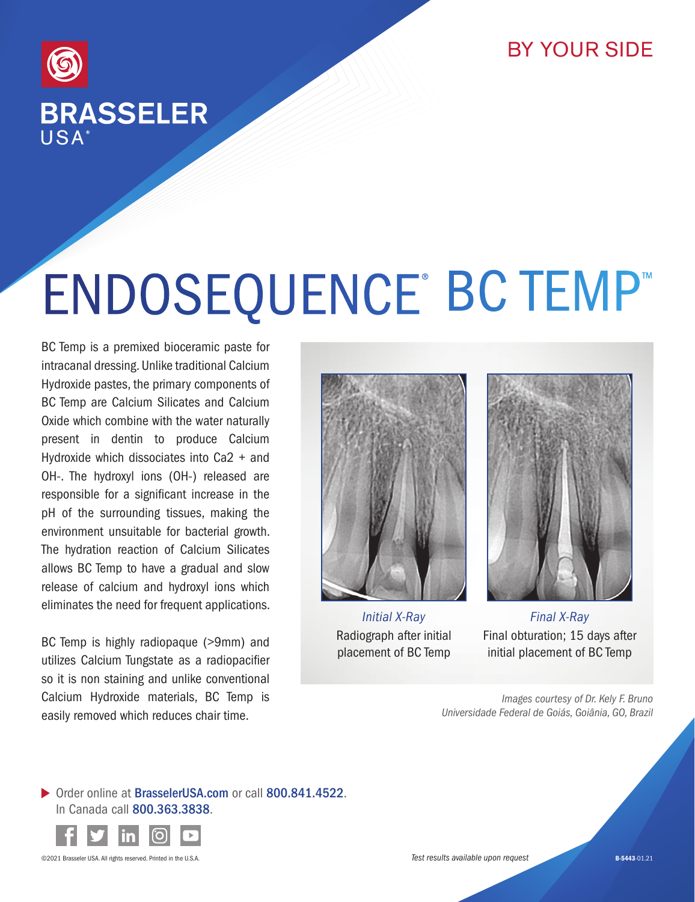BRASSELER USA®

BY YOUR SIDE

# ENDOSEQUENCE® BC TEMP™

BC Temp is a premixed bioceramic paste for intracanal dressing. Unlike traditional Calcium Hydroxide pastes, the primary components of BC Temp are Calcium Silicates and Calcium Oxide which combine with the water naturally present in dentin to produce Calcium Hydroxide which dissociates into Ca2 + and OH-. The hydroxyl ions (OH-) released are responsible for a significant increase in the pH of the surrounding tissues, making the environment unsuitable for bacterial growth. The hydration reaction of Calcium Silicates allows BC Temp to have a gradual and slow release of calcium and hydroxyl ions which eliminates the need for frequent applications.

BC Temp is highly radiopaque (>9mm) and utilizes Calcium Tungstate as a radiopacifier so it is non staining and unlike conventional Calcium Hydroxide materials, BC Temp is easily removed which reduces chair time.

*Initial X-Ray*
Radiograph after initial placement of BC Temp

*Final X-Ray*
Final obturation; 15 days after initial placement of BC Temp

*Images courtesy of Dr. Kely F. Bruno*
*Universidade Federal de Goiás, Goiânia, GO, Brazil*

▶ Order online at **BrasselerUSA.com** or call **800.841.4522**.
In Canada call **800.363.3838**.

©2021 Brasseler USA. All rights reserved. Printed in the U.S.A.

*Test results available upon request*

**B-5443**-01.21